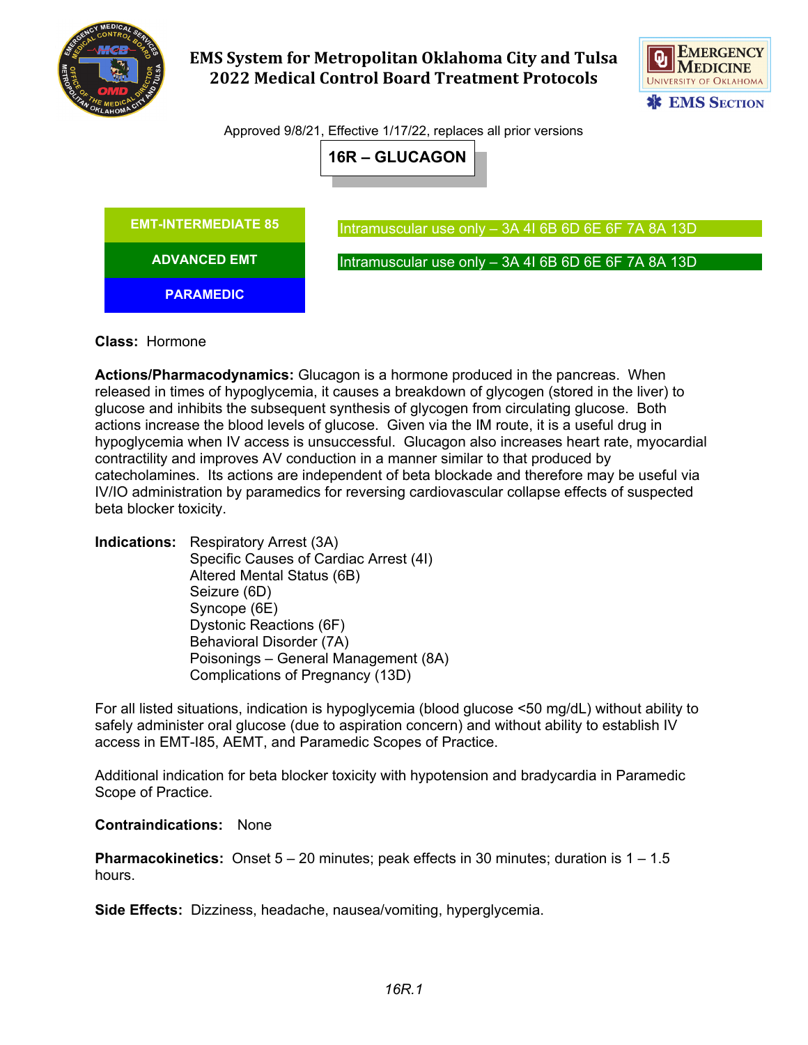# EMS System for Metropolitan Oklahoma City and Tulsa
## 2022 Medical Control Board Treatment Protocols

Approved 9/8/21, Effective 1/17/22, replaces all prior versions

## 16R – GLUCAGON

| | |
|---|---|
| EMT-INTERMEDIATE 85 | Intramuscular use only – 3A 4I 6B 6D 6E 6F 7A 8A 13D |
| ADVANCED EMT | Intramuscular use only – 3A 4I 6B 6D 6E 6F 7A 8A 13D |
| PARAMEDIC | |

**Class:** Hormone

**Actions/Pharmacodynamics:** Glucagon is a hormone produced in the pancreas. When released in times of hypoglycemia, it causes a breakdown of glycogen (stored in the liver) to glucose and inhibits the subsequent synthesis of glycogen from circulating glucose. Both actions increase the blood levels of glucose. Given via the IM route, it is a useful drug in hypoglycemia when IV access is unsuccessful. Glucagon also increases heart rate, myocardial contractility and improves AV conduction in a manner similar to that produced by catecholamines. Its actions are independent of beta blockade and therefore may be useful via IV/IO administration by paramedics for reversing cardiovascular collapse effects of suspected beta blocker toxicity.

**Indications:**
- Respiratory Arrest (3A)
- Specific Causes of Cardiac Arrest (4I)
- Altered Mental Status (6B)
- Seizure (6D)
- Syncope (6E)
- Dystonic Reactions (6F)
- Behavioral Disorder (7A)
- Poisonings – General Management (8A)
- Complications of Pregnancy (13D)

For all listed situations, indication is hypoglycemia (blood glucose <50 mg/dL) without ability to safely administer oral glucose (due to aspiration concern) and without ability to establish IV access in EMT-I85, AEMT, and Paramedic Scopes of Practice.

Additional indication for beta blocker toxicity with hypotension and bradycardia in Paramedic Scope of Practice.

**Contraindications:** None

**Pharmacokinetics:** Onset 5 – 20 minutes; peak effects in 30 minutes; duration is 1 – 1.5 hours.

**Side Effects:** Dizziness, headache, nausea/vomiting, hyperglycemia.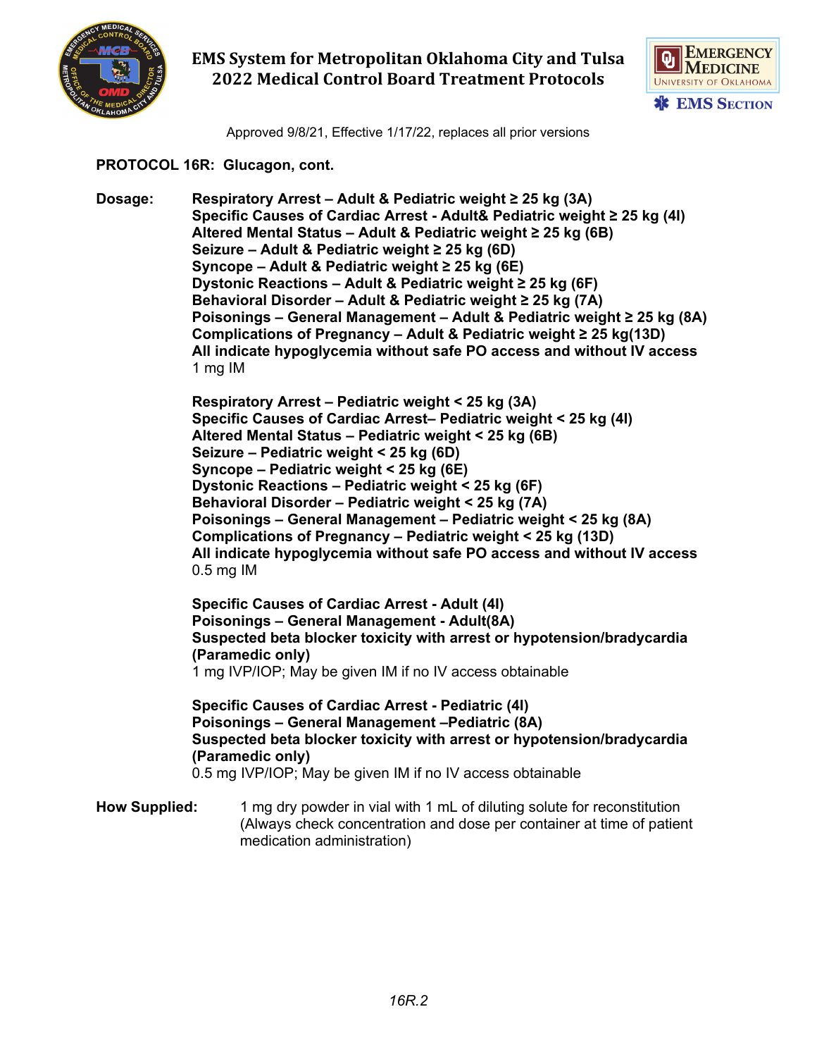**PROTOCOL 16R: Glucagon, cont.**

**Dosage:**

**Respiratory Arrest – Adult & Pediatric weight ≥ 25 kg (3A)**
**Specific Causes of Cardiac Arrest - Adult& Pediatric weight ≥ 25 kg (4I)**
**Altered Mental Status – Adult & Pediatric weight ≥ 25 kg (6B)**
**Seizure – Adult & Pediatric weight ≥ 25 kg (6D)**
**Syncope – Adult & Pediatric weight ≥ 25 kg (6E)**
**Dystonic Reactions – Adult & Pediatric weight ≥ 25 kg (6F)**
**Behavioral Disorder – Adult & Pediatric weight ≥ 25 kg (7A)**
**Poisonings – General Management – Adult & Pediatric weight ≥ 25 kg (8A)**
**Complications of Pregnancy – Adult & Pediatric weight ≥ 25 kg(13D)**
**All indicate hypoglycemia without safe PO access and without IV access**
1 mg IM

**Respiratory Arrest – Pediatric weight < 25 kg (3A)**
**Specific Causes of Cardiac Arrest– Pediatric weight < 25 kg (4I)**
**Altered Mental Status – Pediatric weight < 25 kg (6B)**
**Seizure – Pediatric weight < 25 kg (6D)**
**Syncope – Pediatric weight < 25 kg (6E)**
**Dystonic Reactions – Pediatric weight < 25 kg (6F)**
**Behavioral Disorder – Pediatric weight < 25 kg (7A)**
**Poisonings – General Management – Pediatric weight < 25 kg (8A)**
**Complications of Pregnancy – Pediatric weight < 25 kg (13D)**
**All indicate hypoglycemia without safe PO access and without IV access**
0.5 mg IM

**Specific Causes of Cardiac Arrest - Adult (4I)**
**Poisonings – General Management - Adult(8A)**
**Suspected beta blocker toxicity with arrest or hypotension/bradycardia (Paramedic only)**
1 mg IVP/IOP; May be given IM if no IV access obtainable

**Specific Causes of Cardiac Arrest - Pediatric (4I)**
**Poisonings – General Management –Pediatric (8A)**
**Suspected beta blocker toxicity with arrest or hypotension/bradycardia (Paramedic only)**
0.5 mg IVP/IOP; May be given IM if no IV access obtainable

**How Supplied:** 1 mg dry powder in vial with 1 mL of diluting solute for reconstitution (Always check concentration and dose per container at time of patient medication administration)